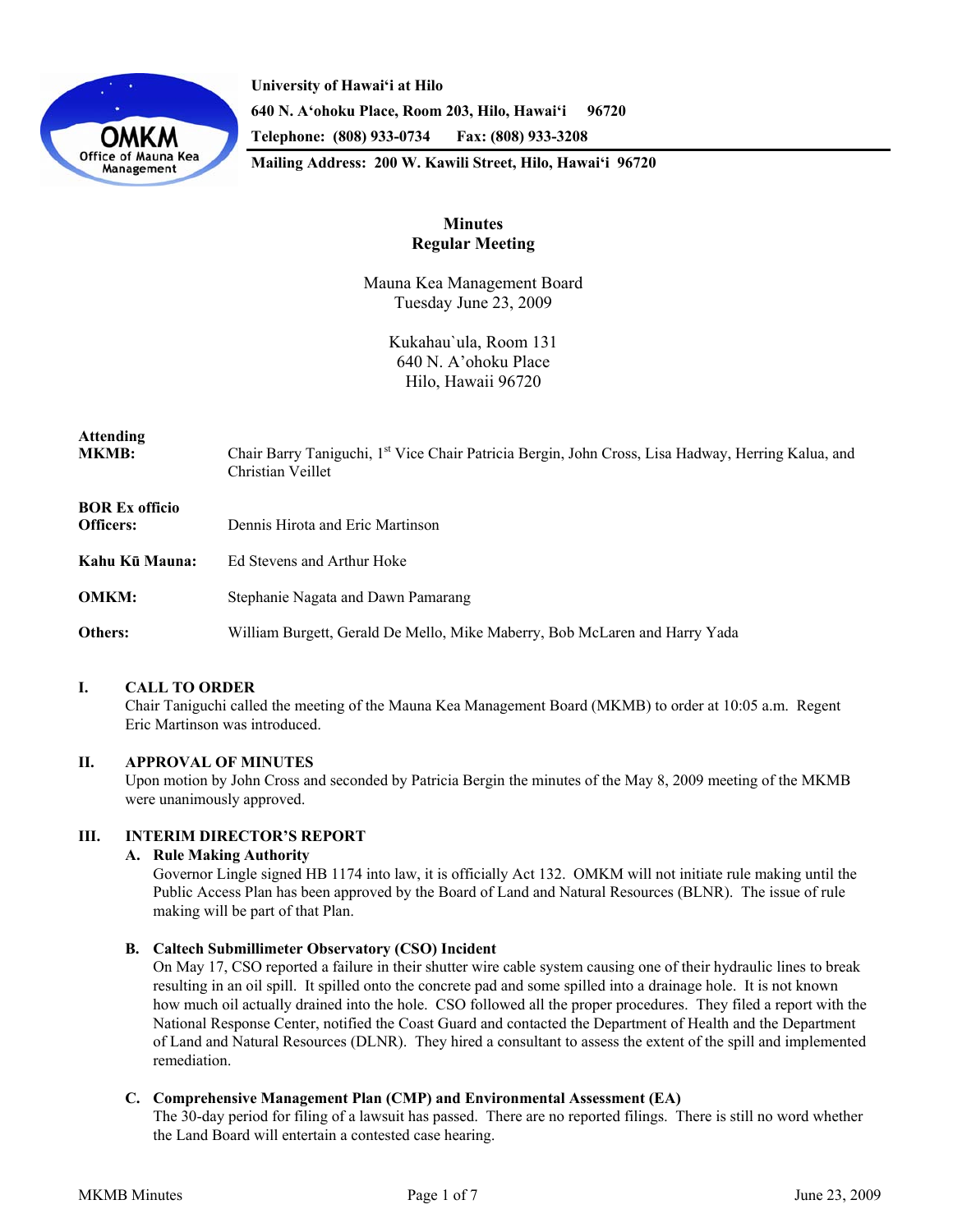University of Hawaiʻi at Hilo
640 N. Aʻohoku Place, Room 203, Hilo, Hawaiʻi 96720
Telephone: (808) 933-0734 Fax: (808) 933-3208
Mailing Address: 200 W. Kawili Street, Hilo, Hawaiʻi 96720

# Minutes
## Regular Meeting

Mauna Kea Management Board
Tuesday June 23, 2009

Kukahau`ula, Room 131
640 N. A'ohoku Place
Hilo, Hawaii 96720

**Attending MKMB:** Chair Barry Taniguchi, 1st Vice Chair Patricia Bergin, John Cross, Lisa Hadway, Herring Kalua, and Christian Veillet

**BOR Ex officio Officers:** Dennis Hirota and Eric Martinson

**Kahu Kū Mauna:** Ed Stevens and Arthur Hoke

**OMKM:** Stephanie Nagata and Dawn Pamarang

**Others:** William Burgett, Gerald De Mello, Mike Maberry, Bob McLaren and Harry Yada

### I. CALL TO ORDER

Chair Taniguchi called the meeting of the Mauna Kea Management Board (MKMB) to order at 10:05 a.m. Regent Eric Martinson was introduced.

### II. APPROVAL OF MINUTES

Upon motion by John Cross and seconded by Patricia Bergin the minutes of the May 8, 2009 meeting of the MKMB were unanimously approved.

### III. INTERIM DIRECTOR'S REPORT

**A. Rule Making Authority**

Governor Lingle signed HB 1174 into law, it is officially Act 132. OMKM will not initiate rule making until the Public Access Plan has been approved by the Board of Land and Natural Resources (BLNR). The issue of rule making will be part of that Plan.

**B. Caltech Submillimeter Observatory (CSO) Incident**

On May 17, CSO reported a failure in their shutter wire cable system causing one of their hydraulic lines to break resulting in an oil spill. It spilled onto the concrete pad and some spilled into a drainage hole. It is not known how much oil actually drained into the hole. CSO followed all the proper procedures. They filed a report with the National Response Center, notified the Coast Guard and contacted the Department of Health and the Department of Land and Natural Resources (DLNR). They hired a consultant to assess the extent of the spill and implemented remediation.

**C. Comprehensive Management Plan (CMP) and Environmental Assessment (EA)**

The 30-day period for filing of a lawsuit has passed. There are no reported filings. There is still no word whether the Land Board will entertain a contested case hearing.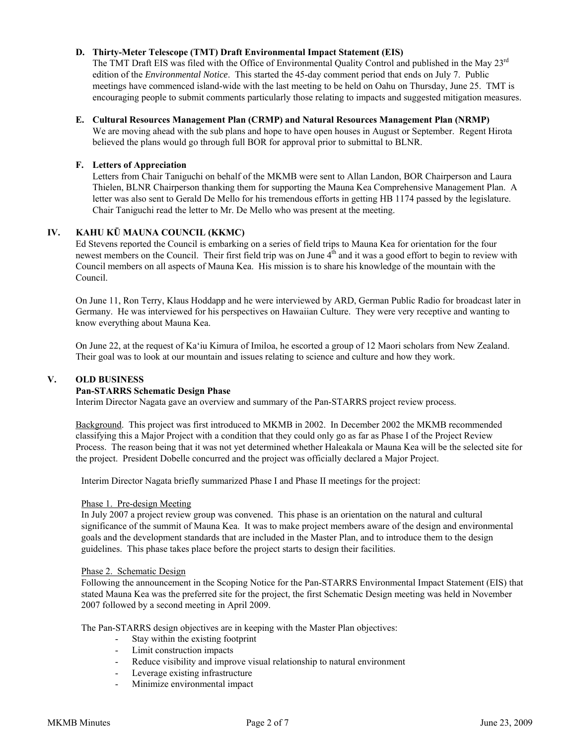**D. Thirty-Meter Telescope (TMT) Draft Environmental Impact Statement (EIS)**

The TMT Draft EIS was filed with the Office of Environmental Quality Control and published in the May 23rd edition of the *Environmental Notice*. This started the 45-day comment period that ends on July 7. Public meetings have commenced island-wide with the last meeting to be held on Oahu on Thursday, June 25. TMT is encouraging people to submit comments particularly those relating to impacts and suggested mitigation measures.

**E. Cultural Resources Management Plan (CRMP) and Natural Resources Management Plan (NRMP)**

We are moving ahead with the sub plans and hope to have open houses in August or September. Regent Hirota believed the plans would go through full BOR for approval prior to submittal to BLNR.

**F. Letters of Appreciation**

Letters from Chair Taniguchi on behalf of the MKMB were sent to Allan Landon, BOR Chairperson and Laura Thielen, BLNR Chairperson thanking them for supporting the Mauna Kea Comprehensive Management Plan. A letter was also sent to Gerald De Mello for his tremendous efforts in getting HB 1174 passed by the legislature. Chair Taniguchi read the letter to Mr. De Mello who was present at the meeting.

## IV. KAHU KŪ MAUNA COUNCIL (KKMC)

Ed Stevens reported the Council is embarking on a series of field trips to Mauna Kea for orientation for the four newest members on the Council. Their first field trip was on June 4th and it was a good effort to begin to review with Council members on all aspects of Mauna Kea. His mission is to share his knowledge of the mountain with the Council.

On June 11, Ron Terry, Klaus Hoddapp and he were interviewed by ARD, German Public Radio for broadcast later in Germany. He was interviewed for his perspectives on Hawaiian Culture. They were very receptive and wanting to know everything about Mauna Kea.

On June 22, at the request of Ka'iu Kimura of Imiloa, he escorted a group of 12 Maori scholars from New Zealand. Their goal was to look at our mountain and issues relating to science and culture and how they work.

## V. OLD BUSINESS

**Pan-STARRS Schematic Design Phase**

Interim Director Nagata gave an overview and summary of the Pan-STARRS project review process.

Background. This project was first introduced to MKMB in 2002. In December 2002 the MKMB recommended classifying this a Major Project with a condition that they could only go as far as Phase I of the Project Review Process. The reason being that it was not yet determined whether Haleakala or Mauna Kea will be the selected site for the project. President Dobelle concurred and the project was officially declared a Major Project.

Interim Director Nagata briefly summarized Phase I and Phase II meetings for the project:

Phase 1. Pre-design Meeting

In July 2007 a project review group was convened. This phase is an orientation on the natural and cultural significance of the summit of Mauna Kea. It was to make project members aware of the design and environmental goals and the development standards that are included in the Master Plan, and to introduce them to the design guidelines. This phase takes place before the project starts to design their facilities.

Phase 2. Schematic Design

Following the announcement in the Scoping Notice for the Pan-STARRS Environmental Impact Statement (EIS) that stated Mauna Kea was the preferred site for the project, the first Schematic Design meeting was held in November 2007 followed by a second meeting in April 2009.

The Pan-STARRS design objectives are in keeping with the Master Plan objectives:

- Stay within the existing footprint
- Limit construction impacts
- Reduce visibility and improve visual relationship to natural environment
- Leverage existing infrastructure
- Minimize environmental impact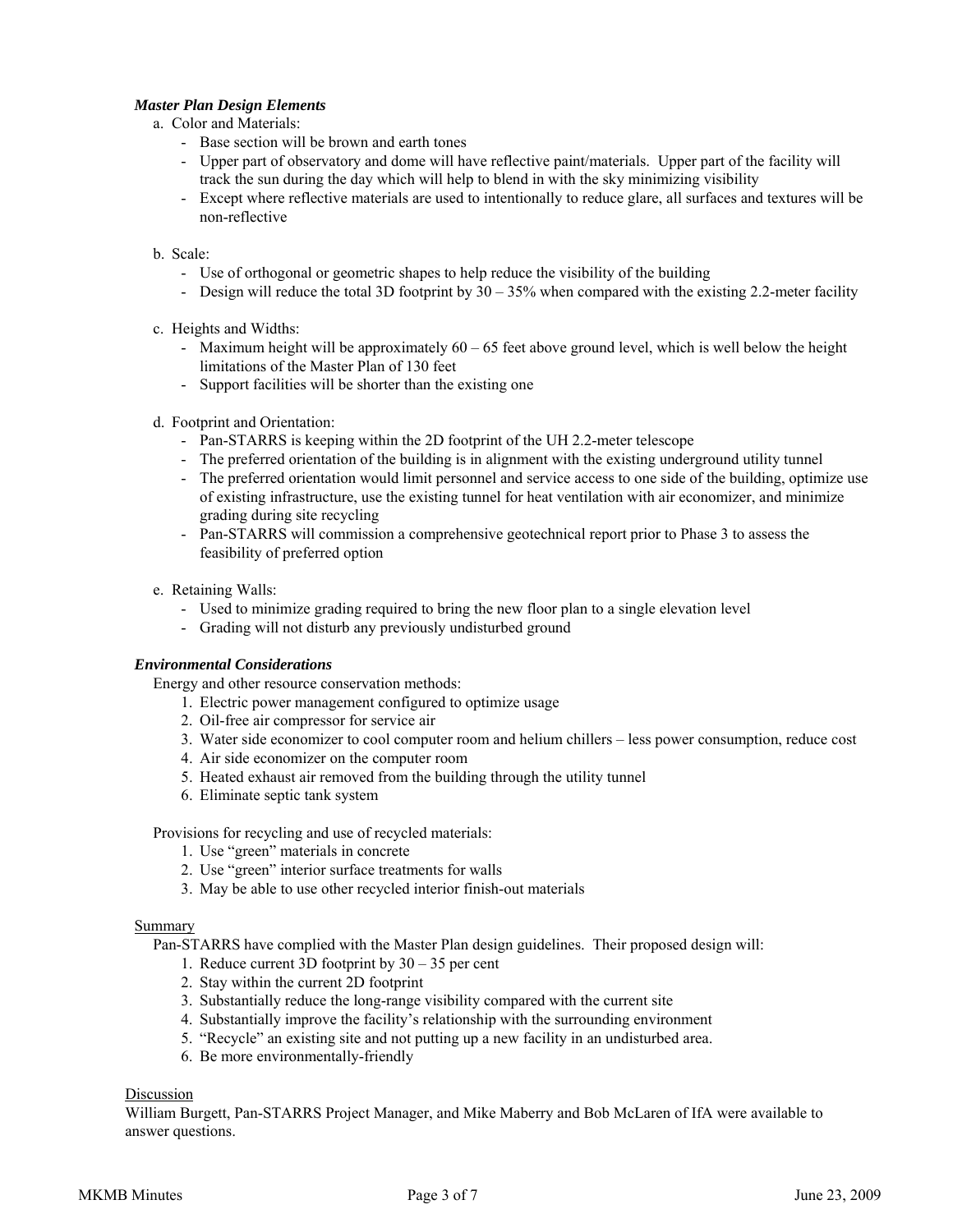***Master Plan Design Elements***

a. Color and Materials:
   - Base section will be brown and earth tones
   - Upper part of observatory and dome will have reflective paint/materials. Upper part of the facility will track the sun during the day which will help to blend in with the sky minimizing visibility
   - Except where reflective materials are used to intentionally to reduce glare, all surfaces and textures will be non-reflective

b. Scale:
   - Use of orthogonal or geometric shapes to help reduce the visibility of the building
   - Design will reduce the total 3D footprint by 30 – 35% when compared with the existing 2.2-meter facility

c. Heights and Widths:
   - Maximum height will be approximately 60 – 65 feet above ground level, which is well below the height limitations of the Master Plan of 130 feet
   - Support facilities will be shorter than the existing one

d. Footprint and Orientation:
   - Pan-STARRS is keeping within the 2D footprint of the UH 2.2-meter telescope
   - The preferred orientation of the building is in alignment with the existing underground utility tunnel
   - The preferred orientation would limit personnel and service access to one side of the building, optimize use of existing infrastructure, use the existing tunnel for heat ventilation with air economizer, and minimize grading during site recycling
   - Pan-STARRS will commission a comprehensive geotechnical report prior to Phase 3 to assess the feasibility of preferred option

e. Retaining Walls:
   - Used to minimize grading required to bring the new floor plan to a single elevation level
   - Grading will not disturb any previously undisturbed ground

***Environmental Considerations***

Energy and other resource conservation methods:

1. Electric power management configured to optimize usage
2. Oil-free air compressor for service air
3. Water side economizer to cool computer room and helium chillers – less power consumption, reduce cost
4. Air side economizer on the computer room
5. Heated exhaust air removed from the building through the utility tunnel
6. Eliminate septic tank system

Provisions for recycling and use of recycled materials:

1. Use "green" materials in concrete
2. Use "green" interior surface treatments for walls
3. May be able to use other recycled interior finish-out materials

Summary

Pan-STARRS have complied with the Master Plan design guidelines. Their proposed design will:

1. Reduce current 3D footprint by 30 – 35 per cent
2. Stay within the current 2D footprint
3. Substantially reduce the long-range visibility compared with the current site
4. Substantially improve the facility's relationship with the surrounding environment
5. "Recycle" an existing site and not putting up a new facility in an undisturbed area.
6. Be more environmentally-friendly

Discussion

William Burgett, Pan-STARRS Project Manager, and Mike Maberry and Bob McLaren of IfA were available to answer questions.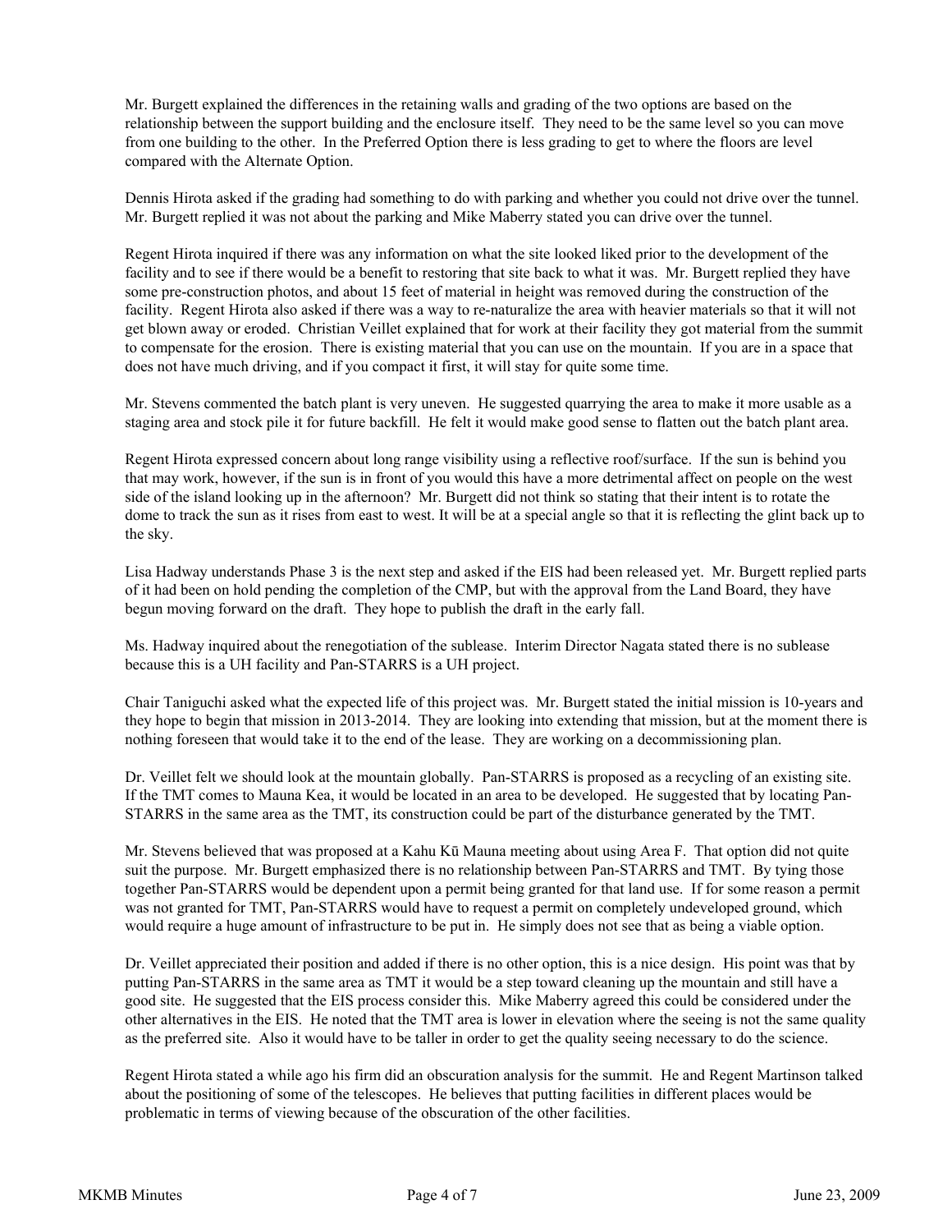Mr. Burgett explained the differences in the retaining walls and grading of the two options are based on the relationship between the support building and the enclosure itself. They need to be the same level so you can move from one building to the other. In the Preferred Option there is less grading to get to where the floors are level compared with the Alternate Option.

Dennis Hirota asked if the grading had something to do with parking and whether you could not drive over the tunnel. Mr. Burgett replied it was not about the parking and Mike Maberry stated you can drive over the tunnel.

Regent Hirota inquired if there was any information on what the site looked liked prior to the development of the facility and to see if there would be a benefit to restoring that site back to what it was. Mr. Burgett replied they have some pre-construction photos, and about 15 feet of material in height was removed during the construction of the facility. Regent Hirota also asked if there was a way to re-naturalize the area with heavier materials so that it will not get blown away or eroded. Christian Veillet explained that for work at their facility they got material from the summit to compensate for the erosion. There is existing material that you can use on the mountain. If you are in a space that does not have much driving, and if you compact it first, it will stay for quite some time.

Mr. Stevens commented the batch plant is very uneven. He suggested quarrying the area to make it more usable as a staging area and stock pile it for future backfill. He felt it would make good sense to flatten out the batch plant area.

Regent Hirota expressed concern about long range visibility using a reflective roof/surface. If the sun is behind you that may work, however, if the sun is in front of you would this have a more detrimental affect on people on the west side of the island looking up in the afternoon? Mr. Burgett did not think so stating that their intent is to rotate the dome to track the sun as it rises from east to west. It will be at a special angle so that it is reflecting the glint back up to the sky.

Lisa Hadway understands Phase 3 is the next step and asked if the EIS had been released yet. Mr. Burgett replied parts of it had been on hold pending the completion of the CMP, but with the approval from the Land Board, they have begun moving forward on the draft. They hope to publish the draft in the early fall.

Ms. Hadway inquired about the renegotiation of the sublease. Interim Director Nagata stated there is no sublease because this is a UH facility and Pan-STARRS is a UH project.

Chair Taniguchi asked what the expected life of this project was. Mr. Burgett stated the initial mission is 10-years and they hope to begin that mission in 2013-2014. They are looking into extending that mission, but at the moment there is nothing foreseen that would take it to the end of the lease. They are working on a decommissioning plan.

Dr. Veillet felt we should look at the mountain globally. Pan-STARRS is proposed as a recycling of an existing site. If the TMT comes to Mauna Kea, it would be located in an area to be developed. He suggested that by locating Pan-STARRS in the same area as the TMT, its construction could be part of the disturbance generated by the TMT.

Mr. Stevens believed that was proposed at a Kahu Kū Mauna meeting about using Area F. That option did not quite suit the purpose. Mr. Burgett emphasized there is no relationship between Pan-STARRS and TMT. By tying those together Pan-STARRS would be dependent upon a permit being granted for that land use. If for some reason a permit was not granted for TMT, Pan-STARRS would have to request a permit on completely undeveloped ground, which would require a huge amount of infrastructure to be put in. He simply does not see that as being a viable option.

Dr. Veillet appreciated their position and added if there is no other option, this is a nice design. His point was that by putting Pan-STARRS in the same area as TMT it would be a step toward cleaning up the mountain and still have a good site. He suggested that the EIS process consider this. Mike Maberry agreed this could be considered under the other alternatives in the EIS. He noted that the TMT area is lower in elevation where the seeing is not the same quality as the preferred site. Also it would have to be taller in order to get the quality seeing necessary to do the science.

Regent Hirota stated a while ago his firm did an obscuration analysis for the summit. He and Regent Martinson talked about the positioning of some of the telescopes. He believes that putting facilities in different places would be problematic in terms of viewing because of the obscuration of the other facilities.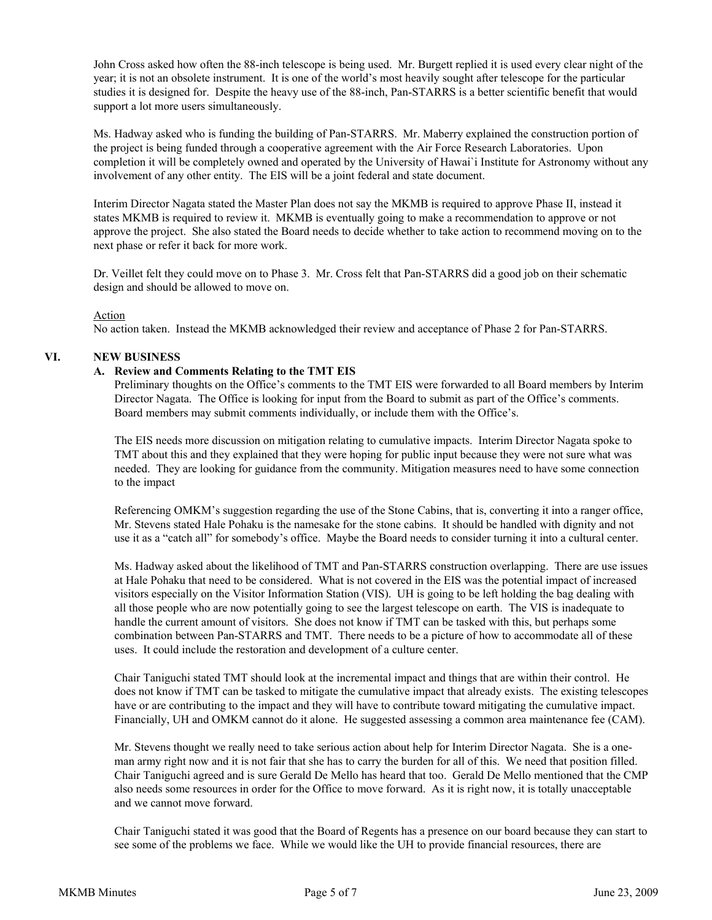John Cross asked how often the 88-inch telescope is being used. Mr. Burgett replied it is used every clear night of the year; it is not an obsolete instrument. It is one of the world's most heavily sought after telescope for the particular studies it is designed for. Despite the heavy use of the 88-inch, Pan-STARRS is a better scientific benefit that would support a lot more users simultaneously.

Ms. Hadway asked who is funding the building of Pan-STARRS. Mr. Maberry explained the construction portion of the project is being funded through a cooperative agreement with the Air Force Research Laboratories. Upon completion it will be completely owned and operated by the University of Hawai`i Institute for Astronomy without any involvement of any other entity. The EIS will be a joint federal and state document.

Interim Director Nagata stated the Master Plan does not say the MKMB is required to approve Phase II, instead it states MKMB is required to review it. MKMB is eventually going to make a recommendation to approve or not approve the project. She also stated the Board needs to decide whether to take action to recommend moving on to the next phase or refer it back for more work.

Dr. Veillet felt they could move on to Phase 3. Mr. Cross felt that Pan-STARRS did a good job on their schematic design and should be allowed to move on.

Action

No action taken. Instead the MKMB acknowledged their review and acceptance of Phase 2 for Pan-STARRS.

## VI. NEW BUSINESS

### A. Review and Comments Relating to the TMT EIS

Preliminary thoughts on the Office's comments to the TMT EIS were forwarded to all Board members by Interim Director Nagata. The Office is looking for input from the Board to submit as part of the Office's comments. Board members may submit comments individually, or include them with the Office's.

The EIS needs more discussion on mitigation relating to cumulative impacts. Interim Director Nagata spoke to TMT about this and they explained that they were hoping for public input because they were not sure what was needed. They are looking for guidance from the community. Mitigation measures need to have some connection to the impact

Referencing OMKM's suggestion regarding the use of the Stone Cabins, that is, converting it into a ranger office, Mr. Stevens stated Hale Pohaku is the namesake for the stone cabins. It should be handled with dignity and not use it as a "catch all" for somebody's office. Maybe the Board needs to consider turning it into a cultural center.

Ms. Hadway asked about the likelihood of TMT and Pan-STARRS construction overlapping. There are use issues at Hale Pohaku that need to be considered. What is not covered in the EIS was the potential impact of increased visitors especially on the Visitor Information Station (VIS). UH is going to be left holding the bag dealing with all those people who are now potentially going to see the largest telescope on earth. The VIS is inadequate to handle the current amount of visitors. She does not know if TMT can be tasked with this, but perhaps some combination between Pan-STARRS and TMT. There needs to be a picture of how to accommodate all of these uses. It could include the restoration and development of a culture center.

Chair Taniguchi stated TMT should look at the incremental impact and things that are within their control. He does not know if TMT can be tasked to mitigate the cumulative impact that already exists. The existing telescopes have or are contributing to the impact and they will have to contribute toward mitigating the cumulative impact. Financially, UH and OMKM cannot do it alone. He suggested assessing a common area maintenance fee (CAM).

Mr. Stevens thought we really need to take serious action about help for Interim Director Nagata. She is a one-man army right now and it is not fair that she has to carry the burden for all of this. We need that position filled. Chair Taniguchi agreed and is sure Gerald De Mello has heard that too. Gerald De Mello mentioned that the CMP also needs some resources in order for the Office to move forward. As it is right now, it is totally unacceptable and we cannot move forward.

Chair Taniguchi stated it was good that the Board of Regents has a presence on our board because they can start to see some of the problems we face. While we would like the UH to provide financial resources, there are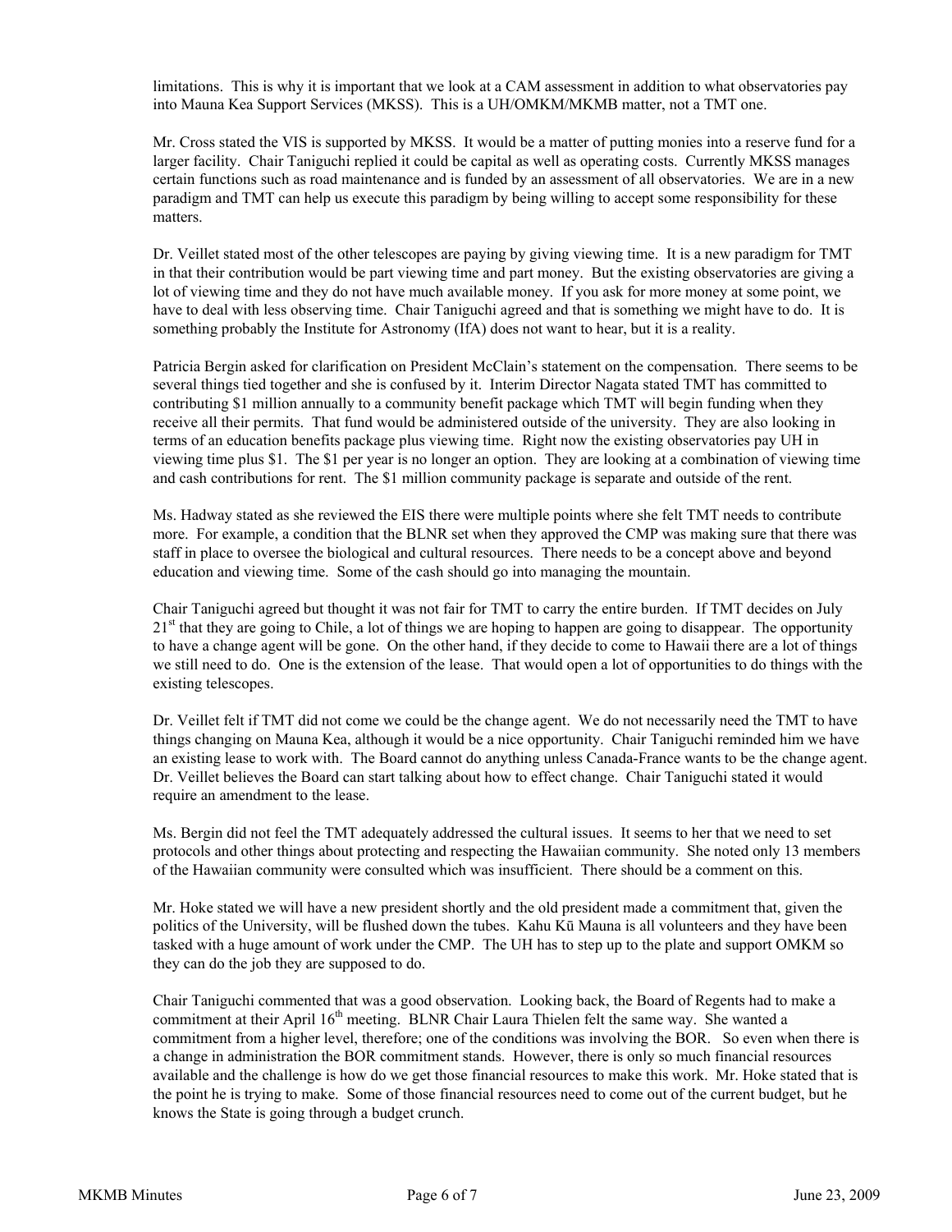limitations. This is why it is important that we look at a CAM assessment in addition to what observatories pay into Mauna Kea Support Services (MKSS). This is a UH/OMKM/MKMB matter, not a TMT one.

Mr. Cross stated the VIS is supported by MKSS. It would be a matter of putting monies into a reserve fund for a larger facility. Chair Taniguchi replied it could be capital as well as operating costs. Currently MKSS manages certain functions such as road maintenance and is funded by an assessment of all observatories. We are in a new paradigm and TMT can help us execute this paradigm by being willing to accept some responsibility for these matters.

Dr. Veillet stated most of the other telescopes are paying by giving viewing time. It is a new paradigm for TMT in that their contribution would be part viewing time and part money. But the existing observatories are giving a lot of viewing time and they do not have much available money. If you ask for more money at some point, we have to deal with less observing time. Chair Taniguchi agreed and that is something we might have to do. It is something probably the Institute for Astronomy (IfA) does not want to hear, but it is a reality.

Patricia Bergin asked for clarification on President McClain's statement on the compensation. There seems to be several things tied together and she is confused by it. Interim Director Nagata stated TMT has committed to contributing $1 million annually to a community benefit package which TMT will begin funding when they receive all their permits. That fund would be administered outside of the university. They are also looking in terms of an education benefits package plus viewing time. Right now the existing observatories pay UH in viewing time plus $1. The $1 per year is no longer an option. They are looking at a combination of viewing time and cash contributions for rent. The $1 million community package is separate and outside of the rent.

Ms. Hadway stated as she reviewed the EIS there were multiple points where she felt TMT needs to contribute more. For example, a condition that the BLNR set when they approved the CMP was making sure that there was staff in place to oversee the biological and cultural resources. There needs to be a concept above and beyond education and viewing time. Some of the cash should go into managing the mountain.

Chair Taniguchi agreed but thought it was not fair for TMT to carry the entire burden. If TMT decides on July 21st that they are going to Chile, a lot of things we are hoping to happen are going to disappear. The opportunity to have a change agent will be gone. On the other hand, if they decide to come to Hawaii there are a lot of things we still need to do. One is the extension of the lease. That would open a lot of opportunities to do things with the existing telescopes.

Dr. Veillet felt if TMT did not come we could be the change agent. We do not necessarily need the TMT to have things changing on Mauna Kea, although it would be a nice opportunity. Chair Taniguchi reminded him we have an existing lease to work with. The Board cannot do anything unless Canada-France wants to be the change agent. Dr. Veillet believes the Board can start talking about how to effect change. Chair Taniguchi stated it would require an amendment to the lease.

Ms. Bergin did not feel the TMT adequately addressed the cultural issues. It seems to her that we need to set protocols and other things about protecting and respecting the Hawaiian community. She noted only 13 members of the Hawaiian community were consulted which was insufficient. There should be a comment on this.

Mr. Hoke stated we will have a new president shortly and the old president made a commitment that, given the politics of the University, will be flushed down the tubes. Kahu Kū Mauna is all volunteers and they have been tasked with a huge amount of work under the CMP. The UH has to step up to the plate and support OMKM so they can do the job they are supposed to do.

Chair Taniguchi commented that was a good observation. Looking back, the Board of Regents had to make a commitment at their April 16th meeting. BLNR Chair Laura Thielen felt the same way. She wanted a commitment from a higher level, therefore; one of the conditions was involving the BOR. So even when there is a change in administration the BOR commitment stands. However, there is only so much financial resources available and the challenge is how do we get those financial resources to make this work. Mr. Hoke stated that is the point he is trying to make. Some of those financial resources need to come out of the current budget, but he knows the State is going through a budget crunch.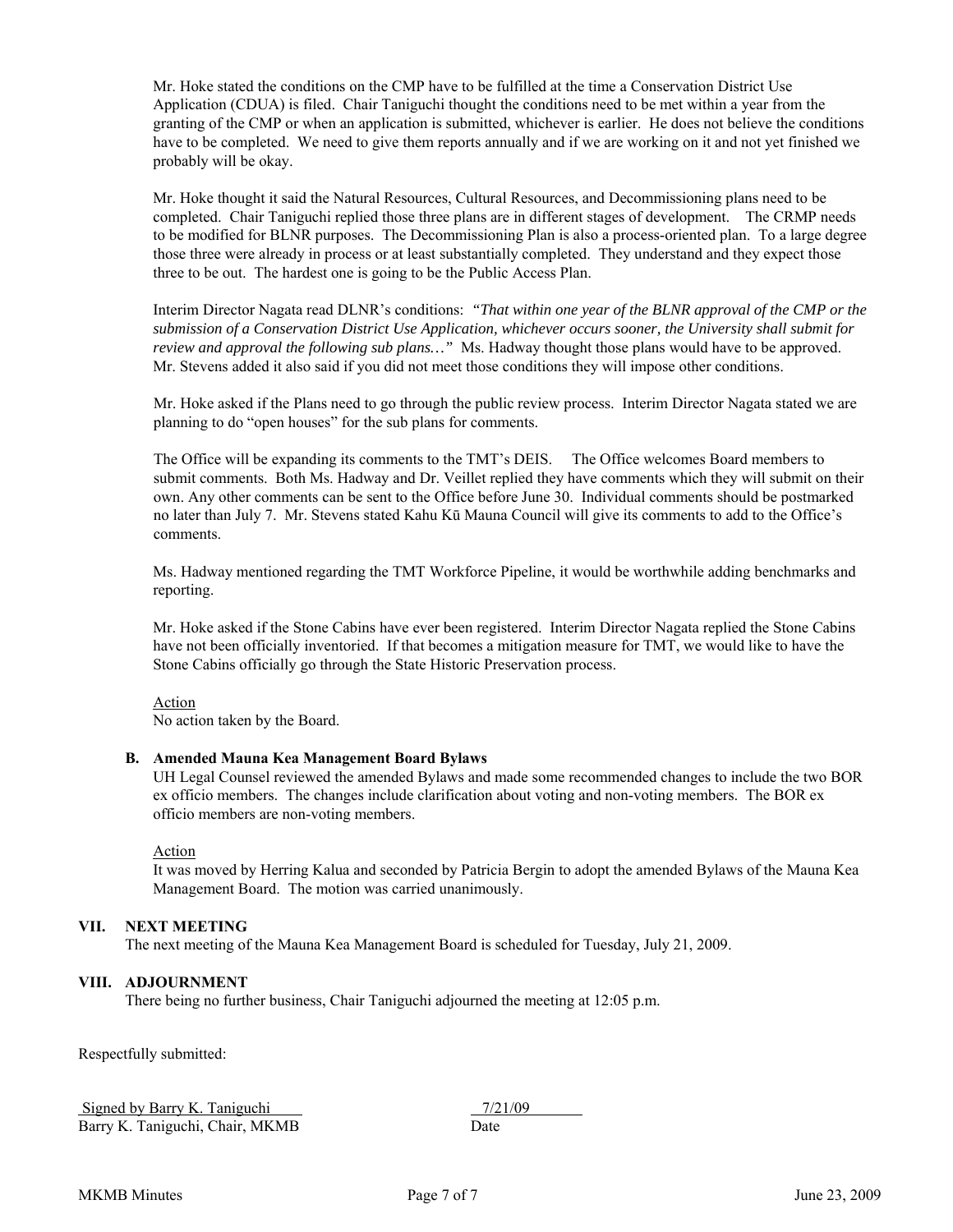Mr. Hoke stated the conditions on the CMP have to be fulfilled at the time a Conservation District Use Application (CDUA) is filed. Chair Taniguchi thought the conditions need to be met within a year from the granting of the CMP or when an application is submitted, whichever is earlier. He does not believe the conditions have to be completed. We need to give them reports annually and if we are working on it and not yet finished we probably will be okay.

Mr. Hoke thought it said the Natural Resources, Cultural Resources, and Decommissioning plans need to be completed. Chair Taniguchi replied those three plans are in different stages of development. The CRMP needs to be modified for BLNR purposes. The Decommissioning Plan is also a process-oriented plan. To a large degree those three were already in process or at least substantially completed. They understand and they expect those three to be out. The hardest one is going to be the Public Access Plan.

Interim Director Nagata read DLNR's conditions: *"That within one year of the BLNR approval of the CMP or the submission of a Conservation District Use Application, whichever occurs sooner, the University shall submit for review and approval the following sub plans…"* Ms. Hadway thought those plans would have to be approved. Mr. Stevens added it also said if you did not meet those conditions they will impose other conditions.

Mr. Hoke asked if the Plans need to go through the public review process. Interim Director Nagata stated we are planning to do "open houses" for the sub plans for comments.

The Office will be expanding its comments to the TMT's DEIS. The Office welcomes Board members to submit comments. Both Ms. Hadway and Dr. Veillet replied they have comments which they will submit on their own. Any other comments can be sent to the Office before June 30. Individual comments should be postmarked no later than July 7. Mr. Stevens stated Kahu Kū Mauna Council will give its comments to add to the Office's comments.

Ms. Hadway mentioned regarding the TMT Workforce Pipeline, it would be worthwhile adding benchmarks and reporting.

Mr. Hoke asked if the Stone Cabins have ever been registered. Interim Director Nagata replied the Stone Cabins have not been officially inventoried. If that becomes a mitigation measure for TMT, we would like to have the Stone Cabins officially go through the State Historic Preservation process.

Action
No action taken by the Board.

**B. Amended Mauna Kea Management Board Bylaws**

UH Legal Counsel reviewed the amended Bylaws and made some recommended changes to include the two BOR ex officio members. The changes include clarification about voting and non-voting members. The BOR ex officio members are non-voting members.

Action
It was moved by Herring Kalua and seconded by Patricia Bergin to adopt the amended Bylaws of the Mauna Kea Management Board. The motion was carried unanimously.

## VII. NEXT MEETING

The next meeting of the Mauna Kea Management Board is scheduled for Tuesday, July 21, 2009.

## VIII. ADJOURNMENT

There being no further business, Chair Taniguchi adjourned the meeting at 12:05 p.m.

Respectfully submitted:

Signed by Barry K. Taniguchi — 7/21/09
Barry K. Taniguchi, Chair, MKMB — Date